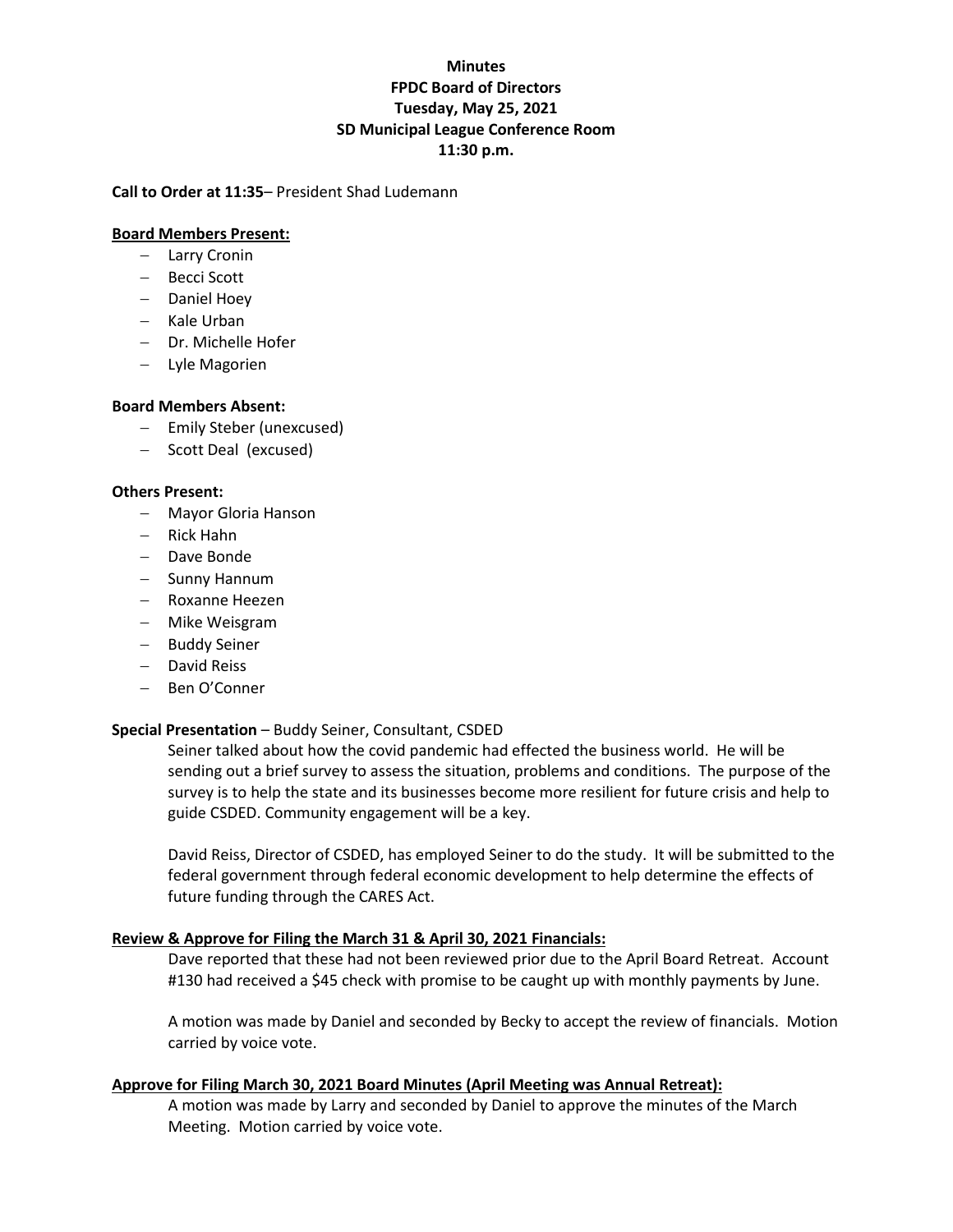**Minutes**
**FPDC Board of Directors**
**Tuesday, May 25, 2021**
**SD Municipal League Conference Room**
**11:30 p.m.**

**Call to Order at 11:35**– President Shad Ludemann

**Board Members Present:**

- Larry Cronin
- Becci Scott
- Daniel Hoey
- Kale Urban
- Dr. Michelle Hofer
- Lyle Magorien

**Board Members Absent:**

- Emily Steber (unexcused)
- Scott Deal (excused)

**Others Present:**

- Mayor Gloria Hanson
- Rick Hahn
- Dave Bonde
- Sunny Hannum
- Roxanne Heezen
- Mike Weisgram
- Buddy Seiner
- David Reiss
- Ben O'Conner

**Special Presentation** – Buddy Seiner, Consultant, CSDED

Seiner talked about how the covid pandemic had effected the business world. He will be sending out a brief survey to assess the situation, problems and conditions. The purpose of the survey is to help the state and its businesses become more resilient for future crisis and help to guide CSDED. Community engagement will be a key.

David Reiss, Director of CSDED, has employed Seiner to do the study. It will be submitted to the federal government through federal economic development to help determine the effects of future funding through the CARES Act.

**Review & Approve for Filing the March 31 & April 30, 2021 Financials:**

Dave reported that these had not been reviewed prior due to the April Board Retreat. Account #130 had received a $45 check with promise to be caught up with monthly payments by June.

A motion was made by Daniel and seconded by Becky to accept the review of financials. Motion carried by voice vote.

**Approve for Filing March 30, 2021 Board Minutes (April Meeting was Annual Retreat):**

A motion was made by Larry and seconded by Daniel to approve the minutes of the March Meeting. Motion carried by voice vote.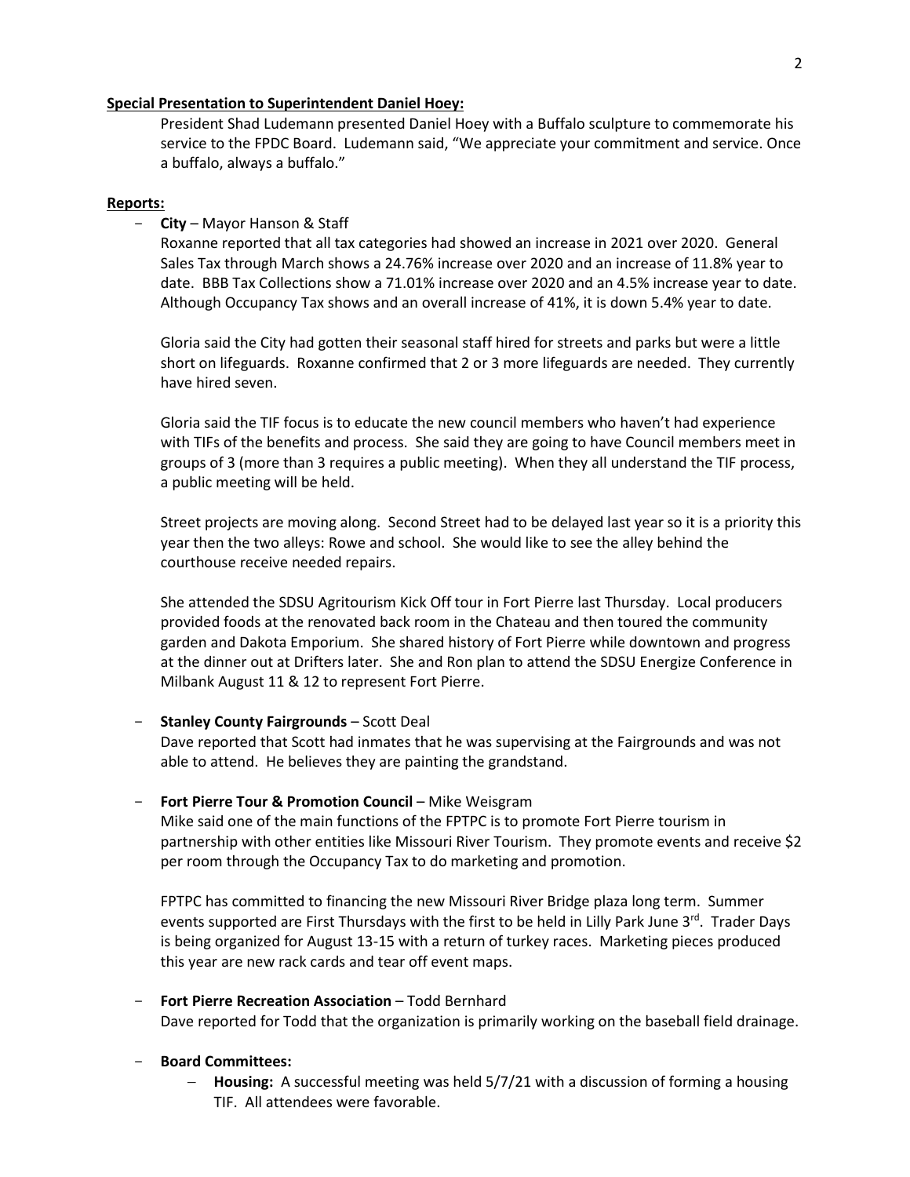**Special Presentation to Superintendent Daniel Hoey:**

President Shad Ludemann presented Daniel Hoey with a Buffalo sculpture to commemorate his service to the FPDC Board. Ludemann said, "We appreciate your commitment and service. Once a buffalo, always a buffalo."

**Reports:**

- **City** – Mayor Hanson & Staff

  Roxanne reported that all tax categories had showed an increase in 2021 over 2020. General Sales Tax through March shows a 24.76% increase over 2020 and an increase of 11.8% year to date. BBB Tax Collections show a 71.01% increase over 2020 and an 4.5% increase year to date. Although Occupancy Tax shows and an overall increase of 41%, it is down 5.4% year to date.

  Gloria said the City had gotten their seasonal staff hired for streets and parks but were a little short on lifeguards. Roxanne confirmed that 2 or 3 more lifeguards are needed. They currently have hired seven.

  Gloria said the TIF focus is to educate the new council members who haven't had experience with TIFs of the benefits and process. She said they are going to have Council members meet in groups of 3 (more than 3 requires a public meeting). When they all understand the TIF process, a public meeting will be held.

  Street projects are moving along. Second Street had to be delayed last year so it is a priority this year then the two alleys: Rowe and school. She would like to see the alley behind the courthouse receive needed repairs.

  She attended the SDSU Agritourism Kick Off tour in Fort Pierre last Thursday. Local producers provided foods at the renovated back room in the Chateau and then toured the community garden and Dakota Emporium. She shared history of Fort Pierre while downtown and progress at the dinner out at Drifters later. She and Ron plan to attend the SDSU Energize Conference in Milbank August 11 & 12 to represent Fort Pierre.

- **Stanley County Fairgrounds** – Scott Deal

  Dave reported that Scott had inmates that he was supervising at the Fairgrounds and was not able to attend. He believes they are painting the grandstand.

- **Fort Pierre Tour & Promotion Council** – Mike Weisgram

  Mike said one of the main functions of the FPTPC is to promote Fort Pierre tourism in partnership with other entities like Missouri River Tourism. They promote events and receive $2 per room through the Occupancy Tax to do marketing and promotion.

  FPTPC has committed to financing the new Missouri River Bridge plaza long term. Summer events supported are First Thursdays with the first to be held in Lilly Park June 3rd. Trader Days is being organized for August 13-15 with a return of turkey races. Marketing pieces produced this year are new rack cards and tear off event maps.

- **Fort Pierre Recreation Association** – Todd Bernhard

  Dave reported for Todd that the organization is primarily working on the baseball field drainage.

- **Board Committees:**
  - **Housing:** A successful meeting was held 5/7/21 with a discussion of forming a housing TIF. All attendees were favorable.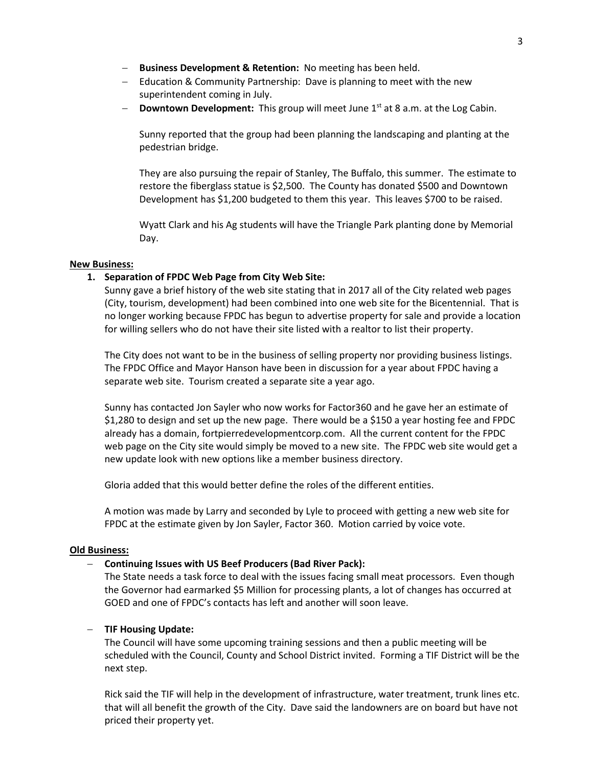- **Business Development & Retention:** No meeting has been held.
- Education & Community Partnership: Dave is planning to meet with the new superintendent coming in July.
- **Downtown Development:** This group will meet June 1st at 8 a.m. at the Log Cabin.

  Sunny reported that the group had been planning the landscaping and planting at the pedestrian bridge.

  They are also pursuing the repair of Stanley, The Buffalo, this summer. The estimate to restore the fiberglass statue is $2,500. The County has donated $500 and Downtown Development has $1,200 budgeted to them this year. This leaves $700 to be raised.

  Wyatt Clark and his Ag students will have the Triangle Park planting done by Memorial Day.

**New Business:**

1. **Separation of FPDC Web Page from City Web Site:**

   Sunny gave a brief history of the web site stating that in 2017 all of the City related web pages (City, tourism, development) had been combined into one web site for the Bicentennial. That is no longer working because FPDC has begun to advertise property for sale and provide a location for willing sellers who do not have their site listed with a realtor to list their property.

   The City does not want to be in the business of selling property nor providing business listings. The FPDC Office and Mayor Hanson have been in discussion for a year about FPDC having a separate web site. Tourism created a separate site a year ago.

   Sunny has contacted Jon Sayler who now works for Factor360 and he gave her an estimate of $1,280 to design and set up the new page. There would be a $150 a year hosting fee and FPDC already has a domain, fortpierredevelopmentcorp.com. All the current content for the FPDC web page on the City site would simply be moved to a new site. The FPDC web site would get a new update look with new options like a member business directory.

   Gloria added that this would better define the roles of the different entities.

   A motion was made by Larry and seconded by Lyle to proceed with getting a new web site for FPDC at the estimate given by Jon Sayler, Factor 360. Motion carried by voice vote.

**Old Business:**

- **Continuing Issues with US Beef Producers (Bad River Pack):**

  The State needs a task force to deal with the issues facing small meat processors. Even though the Governor had earmarked $5 Million for processing plants, a lot of changes has occurred at GOED and one of FPDC's contacts has left and another will soon leave.

- **TIF Housing Update:**

  The Council will have some upcoming training sessions and then a public meeting will be scheduled with the Council, County and School District invited. Forming a TIF District will be the next step.

  Rick said the TIF will help in the development of infrastructure, water treatment, trunk lines etc. that will all benefit the growth of the City. Dave said the landowners are on board but have not priced their property yet.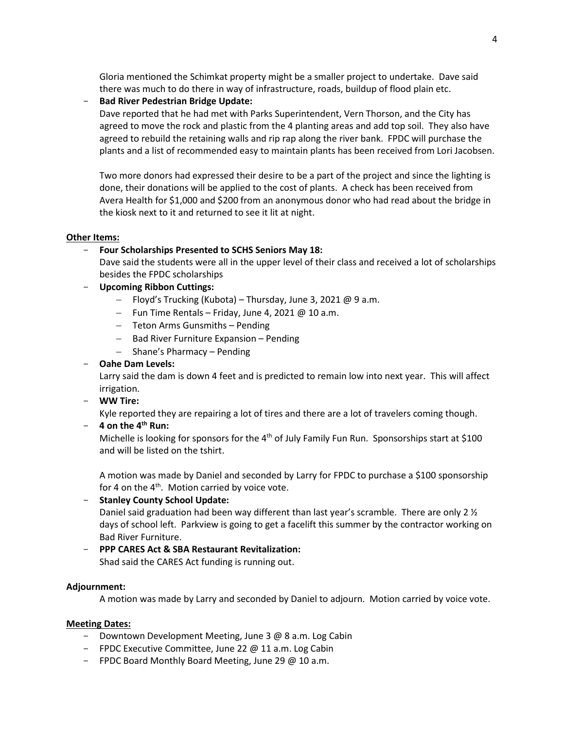Gloria mentioned the Schimkat property might be a smaller project to undertake. Dave said there was much to do there in way of infrastructure, roads, buildup of flood plain etc.

- **Bad River Pedestrian Bridge Update:**
  Dave reported that he had met with Parks Superintendent, Vern Thorson, and the City has agreed to move the rock and plastic from the 4 planting areas and add top soil. They also have agreed to rebuild the retaining walls and rip rap along the river bank. FPDC will purchase the plants and a list of recommended easy to maintain plants has been received from Lori Jacobsen.

  Two more donors had expressed their desire to be a part of the project and since the lighting is done, their donations will be applied to the cost of plants. A check has been received from Avera Health for $1,000 and $200 from an anonymous donor who had read about the bridge in the kiosk next to it and returned to see it lit at night.

**Other Items:**

- **Four Scholarships Presented to SCHS Seniors May 18:**
  Dave said the students were all in the upper level of their class and received a lot of scholarships besides the FPDC scholarships
- **Upcoming Ribbon Cuttings:**
  - Floyd's Trucking (Kubota) – Thursday, June 3, 2021 @ 9 a.m.
  - Fun Time Rentals – Friday, June 4, 2021 @ 10 a.m.
  - Teton Arms Gunsmiths – Pending
  - Bad River Furniture Expansion – Pending
  - Shane's Pharmacy – Pending
- **Oahe Dam Levels:**
  Larry said the dam is down 4 feet and is predicted to remain low into next year. This will affect irrigation.
- **WW Tire:**
  Kyle reported they are repairing a lot of tires and there are a lot of travelers coming though.
- **4 on the 4th Run:**
  Michelle is looking for sponsors for the 4th of July Family Fun Run. Sponsorships start at $100 and will be listed on the tshirt.

  A motion was made by Daniel and seconded by Larry for FPDC to purchase a $100 sponsorship for 4 on the 4th. Motion carried by voice vote.
- **Stanley County School Update:**
  Daniel said graduation had been way different than last year's scramble. There are only 2 ½ days of school left. Parkview is going to get a facelift this summer by the contractor working on Bad River Furniture.
- **PPP CARES Act & SBA Restaurant Revitalization:**
  Shad said the CARES Act funding is running out.

**Adjournment:**

A motion was made by Larry and seconded by Daniel to adjourn. Motion carried by voice vote.

**Meeting Dates:**

- Downtown Development Meeting, June 3 @ 8 a.m. Log Cabin
- FPDC Executive Committee, June 22 @ 11 a.m. Log Cabin
- FPDC Board Monthly Board Meeting, June 29 @ 10 a.m.